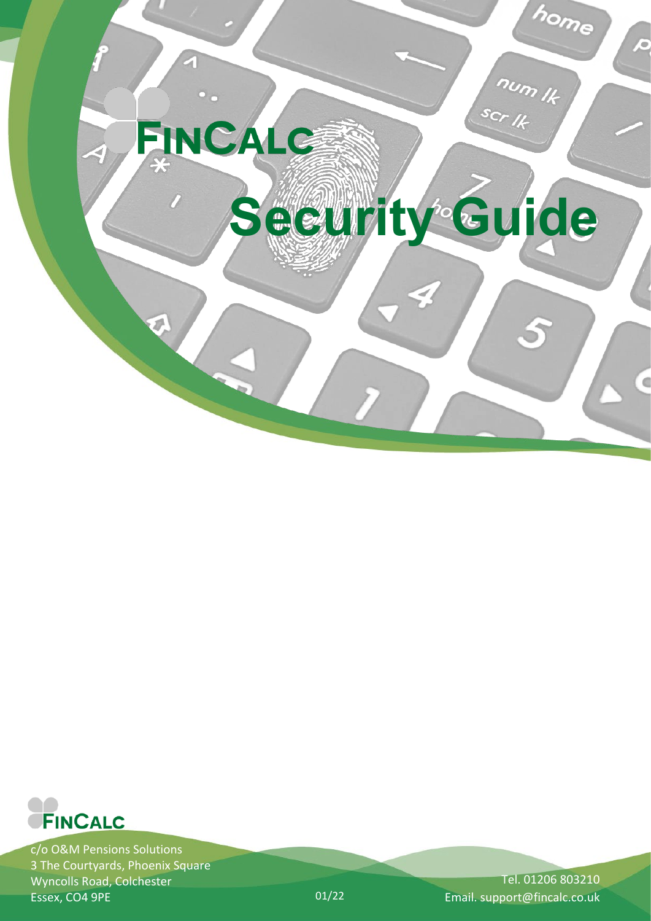# FinCalc

# Security Guide

FinCalc

c/o O&M Pensions Solutions
3 The Courtyards, Phoenix Square
Wyncolls Road, Colchester
Essex, CO4 9PE

01/22

Tel. 01206 803210
Email. support@fincalc.co.uk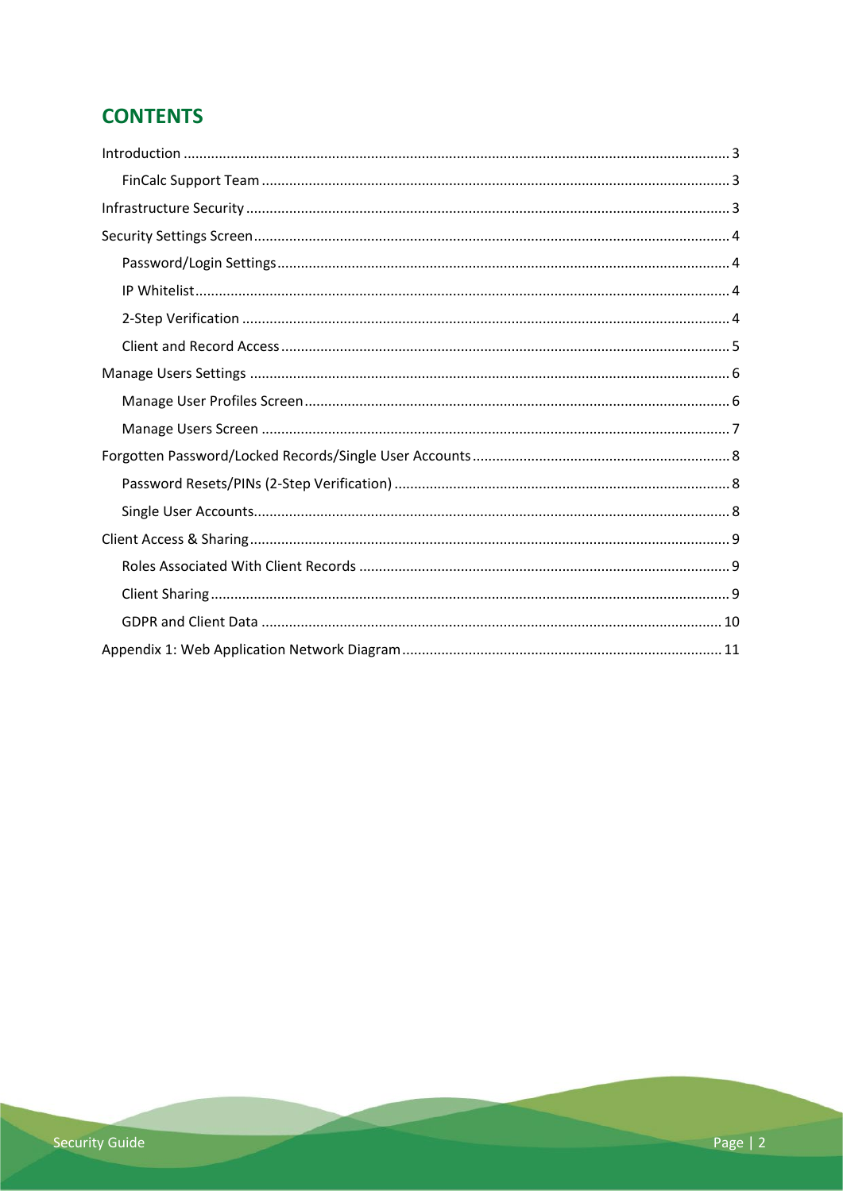# CONTENTS

- Introduction .......... 3
    - FinCalc Support Team .......... 3
- Infrastructure Security .......... 3
- Security Settings Screen .......... 4
    - Password/Login Settings .......... 4
    - IP Whitelist .......... 4
    - 2-Step Verification .......... 4
    - Client and Record Access .......... 5
- Manage Users Settings .......... 6
    - Manage User Profiles Screen .......... 6
    - Manage Users Screen .......... 7
- Forgotten Password/Locked Records/Single User Accounts .......... 8
    - Password Resets/PINs (2-Step Verification) .......... 8
    - Single User Accounts .......... 8
- Client Access & Sharing .......... 9
    - Roles Associated With Client Records .......... 9
    - Client Sharing .......... 9
    - GDPR and Client Data .......... 10
- Appendix 1: Web Application Network Diagram .......... 11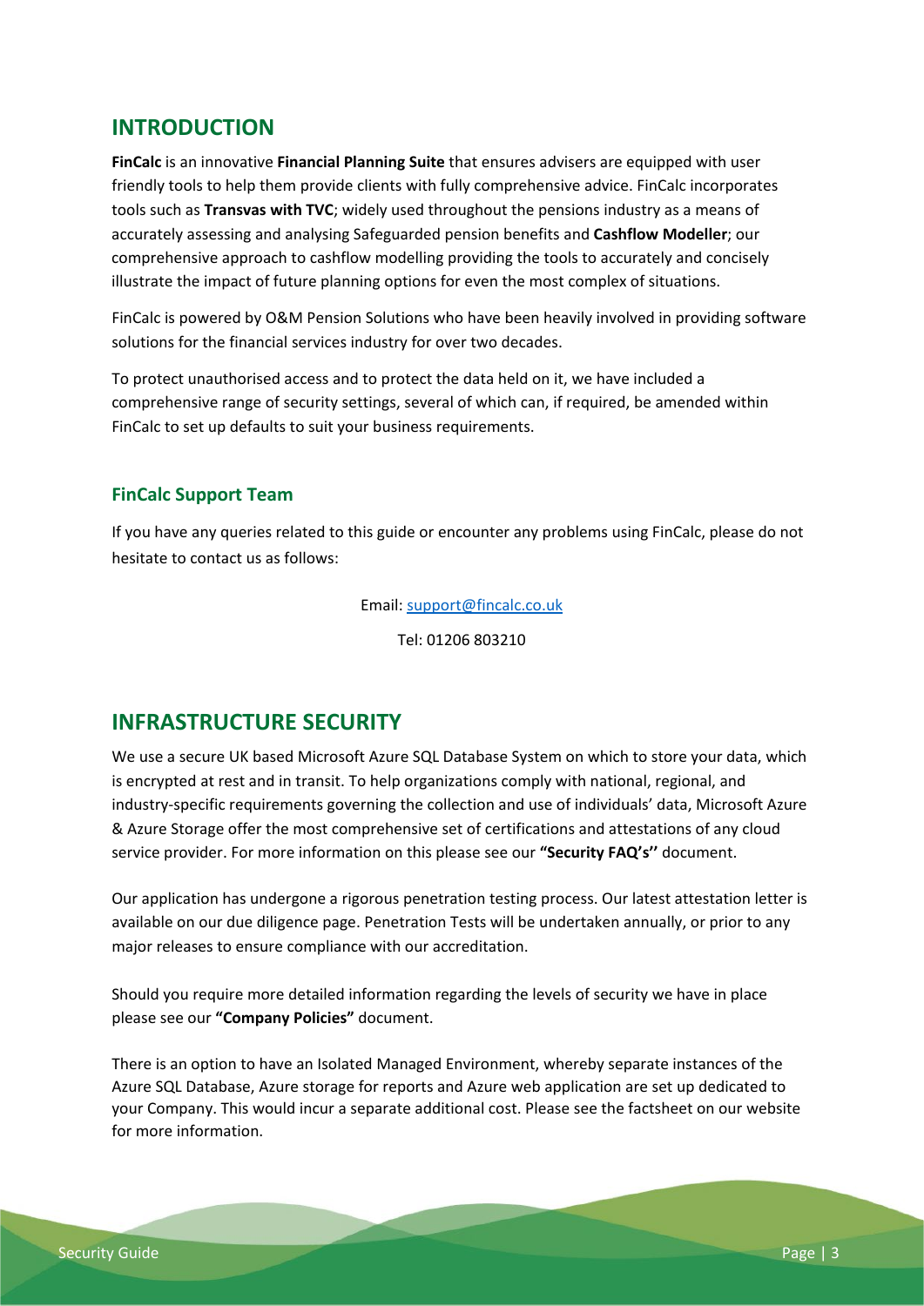## INTRODUCTION

**FinCalc** is an innovative **Financial Planning Suite** that ensures advisers are equipped with user friendly tools to help them provide clients with fully comprehensive advice. FinCalc incorporates tools such as **Transvas with TVC**; widely used throughout the pensions industry as a means of accurately assessing and analysing Safeguarded pension benefits and **Cashflow Modeller**; our comprehensive approach to cashflow modelling providing the tools to accurately and concisely illustrate the impact of future planning options for even the most complex of situations.

FinCalc is powered by O&M Pension Solutions who have been heavily involved in providing software solutions for the financial services industry for over two decades.

To protect unauthorised access and to protect the data held on it, we have included a comprehensive range of security settings, several of which can, if required, be amended within FinCalc to set up defaults to suit your business requirements.

### FinCalc Support Team

If you have any queries related to this guide or encounter any problems using FinCalc, please do not hesitate to contact us as follows:

Email: support@fincalc.co.uk

Tel: 01206 803210

## INFRASTRUCTURE SECURITY

We use a secure UK based Microsoft Azure SQL Database System on which to store your data, which is encrypted at rest and in transit. To help organizations comply with national, regional, and industry-specific requirements governing the collection and use of individuals' data, Microsoft Azure & Azure Storage offer the most comprehensive set of certifications and attestations of any cloud service provider. For more information on this please see our **"Security FAQ's''** document.

Our application has undergone a rigorous penetration testing process. Our latest attestation letter is available on our due diligence page. Penetration Tests will be undertaken annually, or prior to any major releases to ensure compliance with our accreditation.

Should you require more detailed information regarding the levels of security we have in place please see our **"Company Policies"** document.

There is an option to have an Isolated Managed Environment, whereby separate instances of the Azure SQL Database, Azure storage for reports and Azure web application are set up dedicated to your Company. This would incur a separate additional cost. Please see the factsheet on our website for more information.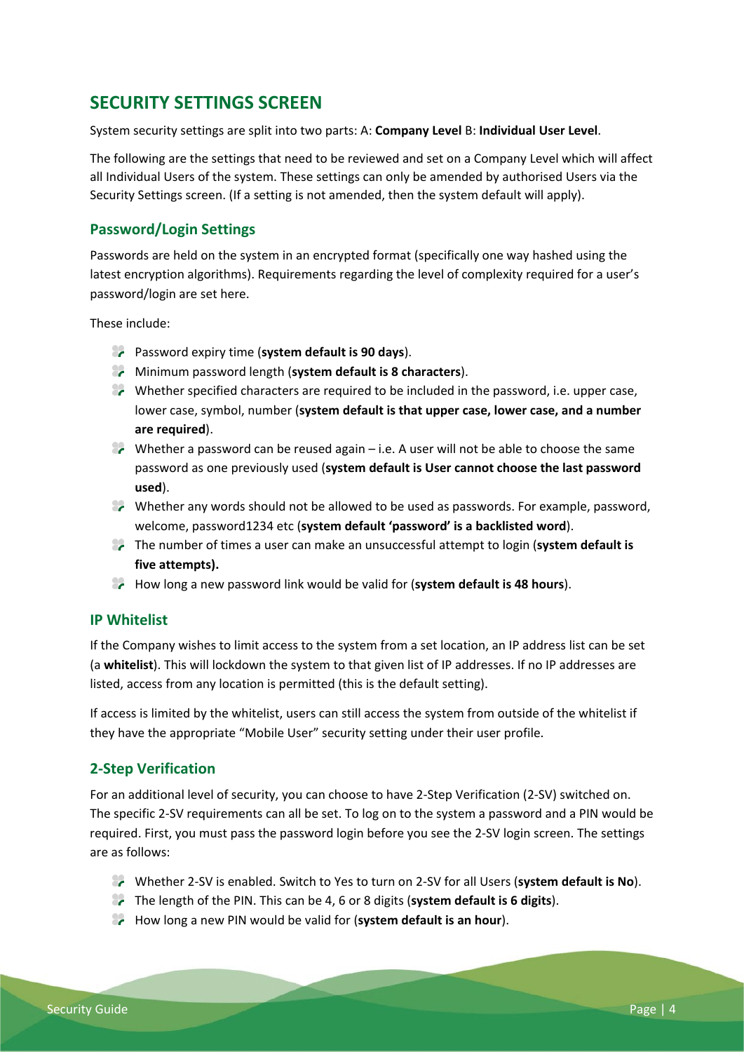## SECURITY SETTINGS SCREEN

System security settings are split into two parts: A: **Company Level** B: **Individual User Level**.

The following are the settings that need to be reviewed and set on a Company Level which will affect all Individual Users of the system. These settings can only be amended by authorised Users via the Security Settings screen. (If a setting is not amended, then the system default will apply).

### Password/Login Settings

Passwords are held on the system in an encrypted format (specifically one way hashed using the latest encryption algorithms). Requirements regarding the level of complexity required for a user's password/login are set here.

These include:

- Password expiry time (**system default is 90 days**).
- Minimum password length (**system default is 8 characters**).
- Whether specified characters are required to be included in the password, i.e. upper case, lower case, symbol, number (**system default is that upper case, lower case, and a number are required**).
- Whether a password can be reused again – i.e. A user will not be able to choose the same password as one previously used (**system default is User cannot choose the last password used**).
- Whether any words should not be allowed to be used as passwords. For example, password, welcome, password1234 etc (**system default 'password' is a backlisted word**).
- The number of times a user can make an unsuccessful attempt to login (**system default is five attempts).**
- How long a new password link would be valid for (**system default is 48 hours**).

### IP Whitelist

If the Company wishes to limit access to the system from a set location, an IP address list can be set (a **whitelist**). This will lockdown the system to that given list of IP addresses. If no IP addresses are listed, access from any location is permitted (this is the default setting).

If access is limited by the whitelist, users can still access the system from outside of the whitelist if they have the appropriate "Mobile User" security setting under their user profile.

### 2-Step Verification

For an additional level of security, you can choose to have 2-Step Verification (2-SV) switched on. The specific 2-SV requirements can all be set. To log on to the system a password and a PIN would be required. First, you must pass the password login before you see the 2-SV login screen. The settings are as follows:

- Whether 2-SV is enabled. Switch to Yes to turn on 2-SV for all Users (**system default is No**).
- The length of the PIN. This can be 4, 6 or 8 digits (**system default is 6 digits**).
- How long a new PIN would be valid for (**system default is an hour**).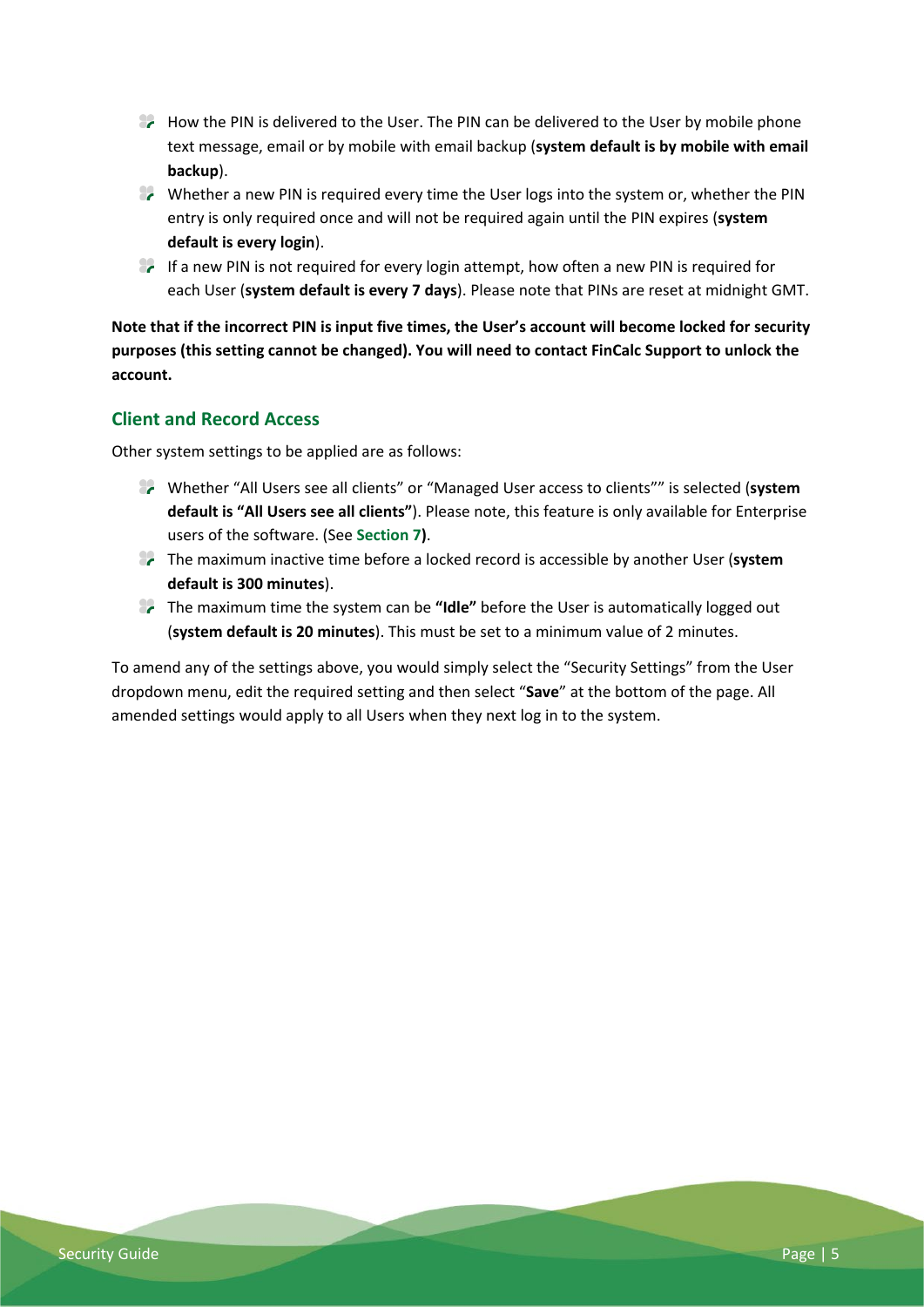- How the PIN is delivered to the User. The PIN can be delivered to the User by mobile phone text message, email or by mobile with email backup (**system default is by mobile with email backup**).
- Whether a new PIN is required every time the User logs into the system or, whether the PIN entry is only required once and will not be required again until the PIN expires (**system default is every login**).
- If a new PIN is not required for every login attempt, how often a new PIN is required for each User (**system default is every 7 days**). Please note that PINs are reset at midnight GMT.

**Note that if the incorrect PIN is input five times, the User's account will become locked for security purposes (this setting cannot be changed). You will need to contact FinCalc Support to unlock the account.**

## Client and Record Access

Other system settings to be applied are as follows:

- Whether "All Users see all clients" or "Managed User access to clients"" is selected (**system default is "All Users see all clients"**). Please note, this feature is only available for Enterprise users of the software. (See **Section 7)**.
- The maximum inactive time before a locked record is accessible by another User (**system default is 300 minutes**).
- The maximum time the system can be **"Idle"** before the User is automatically logged out (**system default is 20 minutes**). This must be set to a minimum value of 2 minutes.

To amend any of the settings above, you would simply select the "Security Settings" from the User dropdown menu, edit the required setting and then select "**Save**" at the bottom of the page. All amended settings would apply to all Users when they next log in to the system.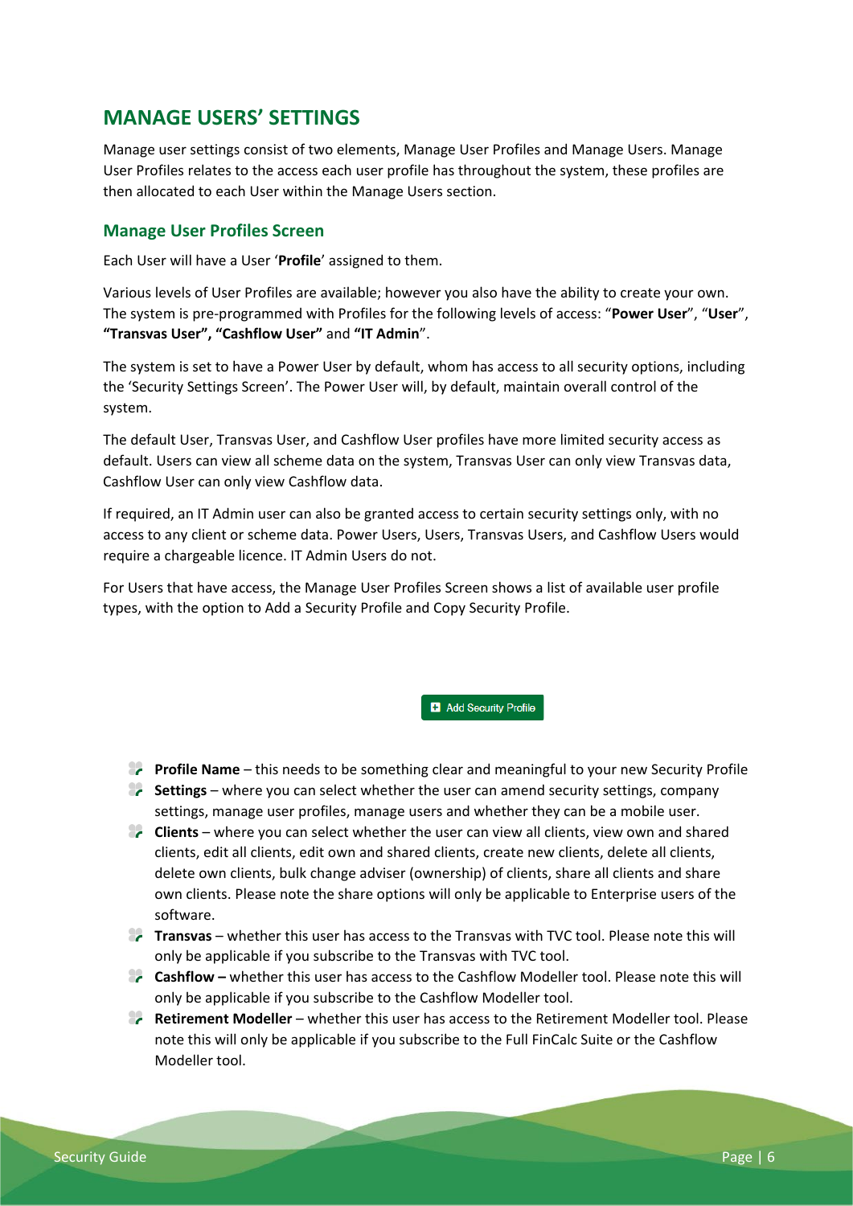## MANAGE USERS' SETTINGS

Manage user settings consist of two elements, Manage User Profiles and Manage Users. Manage User Profiles relates to the access each user profile has throughout the system, these profiles are then allocated to each User within the Manage Users section.

### Manage User Profiles Screen

Each User will have a User '**Profile**' assigned to them.

Various levels of User Profiles are available; however you also have the ability to create your own. The system is pre-programmed with Profiles for the following levels of access: "**Power User**", "**User**", **"Transvas User", "Cashflow User"** and **"IT Admin**".

The system is set to have a Power User by default, whom has access to all security options, including the 'Security Settings Screen'. The Power User will, by default, maintain overall control of the system.

The default User, Transvas User, and Cashflow User profiles have more limited security access as default. Users can view all scheme data on the system, Transvas User can only view Transvas data, Cashflow User can only view Cashflow data.

If required, an IT Admin user can also be granted access to certain security settings only, with no access to any client or scheme data. Power Users, Users, Transvas Users, and Cashflow Users would require a chargeable licence. IT Admin Users do not.

For Users that have access, the Manage User Profiles Screen shows a list of available user profile types, with the option to Add a Security Profile and Copy Security Profile.

Add Security Profile

- **Profile Name** – this needs to be something clear and meaningful to your new Security Profile
- **Settings** – where you can select whether the user can amend security settings, company settings, manage user profiles, manage users and whether they can be a mobile user.
- **Clients** – where you can select whether the user can view all clients, view own and shared clients, edit all clients, edit own and shared clients, create new clients, delete all clients, delete own clients, bulk change adviser (ownership) of clients, share all clients and share own clients. Please note the share options will only be applicable to Enterprise users of the software.
- **Transvas** – whether this user has access to the Transvas with TVC tool. Please note this will only be applicable if you subscribe to the Transvas with TVC tool.
- **Cashflow –** whether this user has access to the Cashflow Modeller tool. Please note this will only be applicable if you subscribe to the Cashflow Modeller tool.
- **Retirement Modeller** – whether this user has access to the Retirement Modeller tool. Please note this will only be applicable if you subscribe to the Full FinCalc Suite or the Cashflow Modeller tool.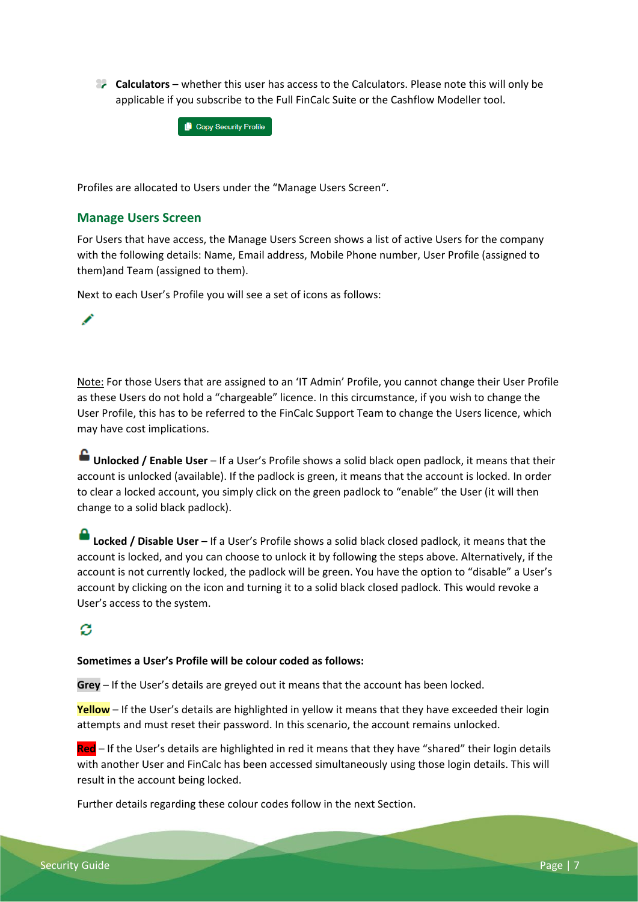- **Calculators** – whether this user has access to the Calculators. Please note this will only be applicable if you subscribe to the Full FinCalc Suite or the Cashflow Modeller tool.

Copy Security Profile

Profiles are allocated to Users under the "Manage Users Screen".

## Manage Users Screen

For Users that have access, the Manage Users Screen shows a list of active Users for the company with the following details: Name, Email address, Mobile Phone number, User Profile (assigned to them)and Team (assigned to them).

Next to each User's Profile you will see a set of icons as follows:

Note: For those Users that are assigned to an 'IT Admin' Profile, you cannot change their User Profile as these Users do not hold a "chargeable" licence. In this circumstance, if you wish to change the User Profile, this has to be referred to the FinCalc Support Team to change the Users licence, which may have cost implications.

**Unlocked / Enable User** – If a User's Profile shows a solid black open padlock, it means that their account is unlocked (available). If the padlock is green, it means that the account is locked. In order to clear a locked account, you simply click on the green padlock to "enable" the User (it will then change to a solid black padlock).

**Locked / Disable User** – If a User's Profile shows a solid black closed padlock, it means that the account is locked, and you can choose to unlock it by following the steps above. Alternatively, if the account is not currently locked, the padlock will be green. You have the option to "disable" a User's account by clicking on the icon and turning it to a solid black closed padlock. This would revoke a User's access to the system.

**Sometimes a User's Profile will be colour coded as follows:**

**Grey** – If the User's details are greyed out it means that the account has been locked.

**Yellow** – If the User's details are highlighted in yellow it means that they have exceeded their login attempts and must reset their password. In this scenario, the account remains unlocked.

**Red** – If the User's details are highlighted in red it means that they have "shared" their login details with another User and FinCalc has been accessed simultaneously using those login details. This will result in the account being locked.

Further details regarding these colour codes follow in the next Section.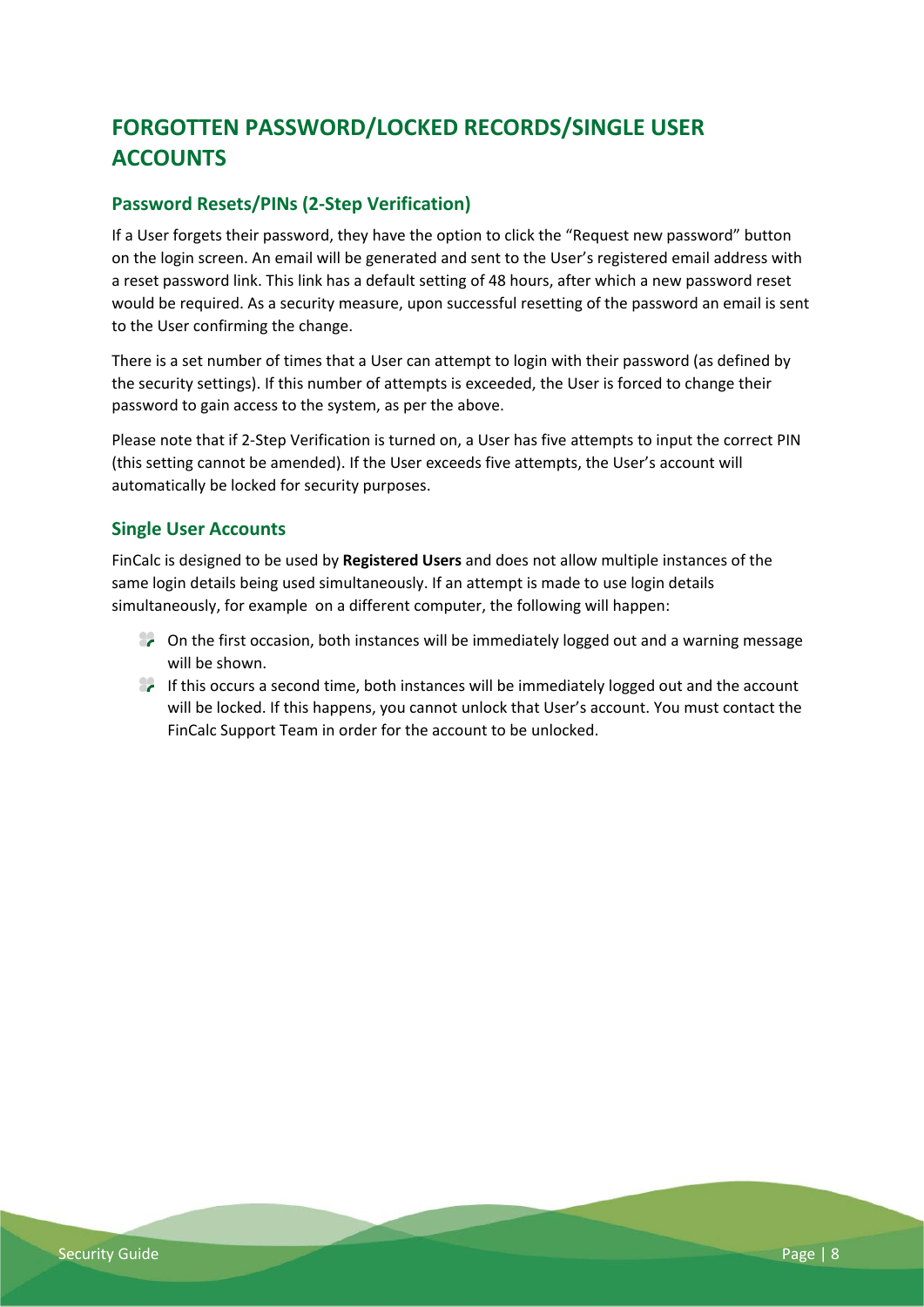## FORGOTTEN PASSWORD/LOCKED RECORDS/SINGLE USER ACCOUNTS

### Password Resets/PINs (2-Step Verification)

If a User forgets their password, they have the option to click the “Request new password” button on the login screen. An email will be generated and sent to the User’s registered email address with a reset password link. This link has a default setting of 48 hours, after which a new password reset would be required. As a security measure, upon successful resetting of the password an email is sent to the User confirming the change.

There is a set number of times that a User can attempt to login with their password (as defined by the security settings). If this number of attempts is exceeded, the User is forced to change their password to gain access to the system, as per the above.

Please note that if 2-Step Verification is turned on, a User has five attempts to input the correct PIN (this setting cannot be amended). If the User exceeds five attempts, the User’s account will automatically be locked for security purposes.

### Single User Accounts

FinCalc is designed to be used by **Registered Users** and does not allow multiple instances of the same login details being used simultaneously. If an attempt is made to use login details simultaneously, for example on a different computer, the following will happen:

- On the first occasion, both instances will be immediately logged out and a warning message will be shown.
- If this occurs a second time, both instances will be immediately logged out and the account will be locked. If this happens, you cannot unlock that User’s account. You must contact the FinCalc Support Team in order for the account to be unlocked.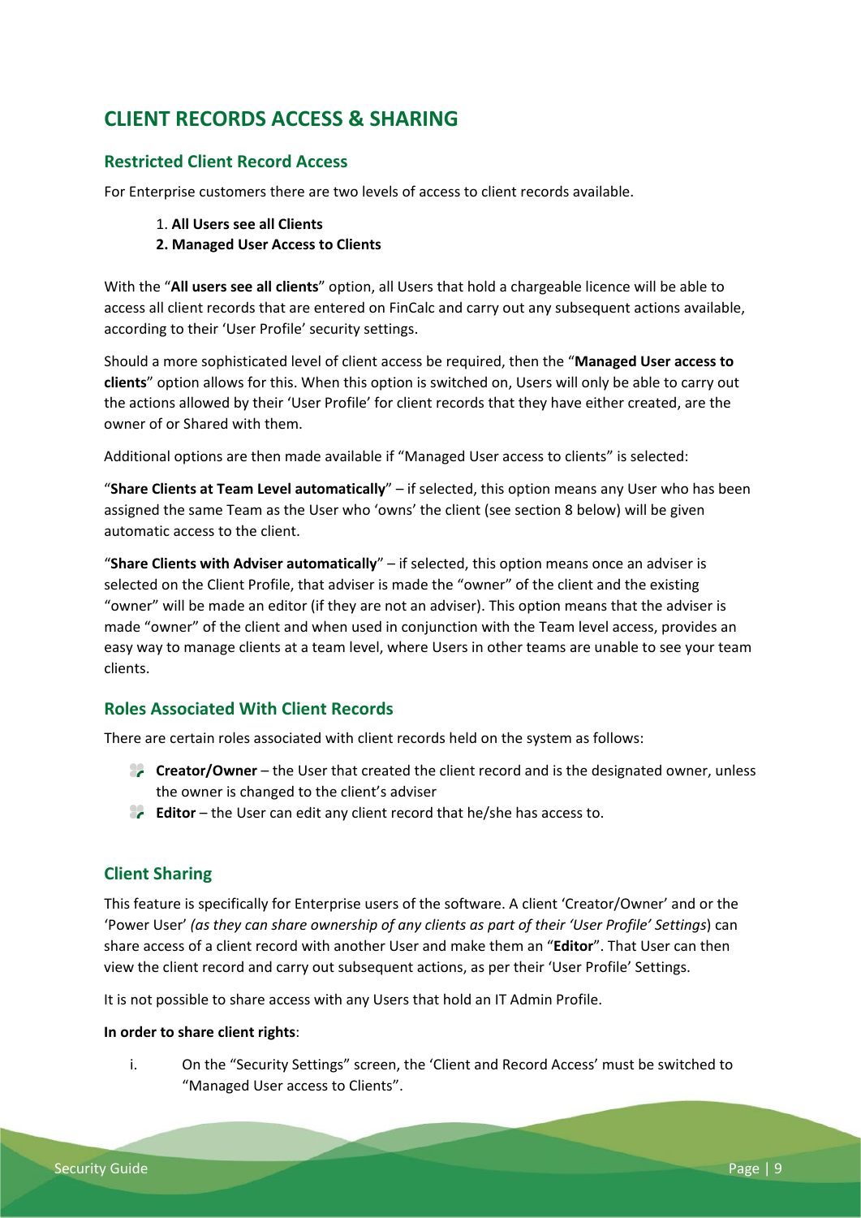# CLIENT RECORDS ACCESS & SHARING

## Restricted Client Record Access

For Enterprise customers there are two levels of access to client records available.

1. **All Users see all Clients**
2. **Managed User Access to Clients**

With the "**All users see all clients**" option, all Users that hold a chargeable licence will be able to access all client records that are entered on FinCalc and carry out any subsequent actions available, according to their 'User Profile' security settings.

Should a more sophisticated level of client access be required, then the "**Managed User access to clients**" option allows for this. When this option is switched on, Users will only be able to carry out the actions allowed by their 'User Profile' for client records that they have either created, are the owner of or Shared with them.

Additional options are then made available if "Managed User access to clients" is selected:

"**Share Clients at Team Level automatically**" – if selected, this option means any User who has been assigned the same Team as the User who 'owns' the client (see section 8 below) will be given automatic access to the client.

"**Share Clients with Adviser automatically**" – if selected, this option means once an adviser is selected on the Client Profile, that adviser is made the "owner" of the client and the existing "owner" will be made an editor (if they are not an adviser). This option means that the adviser is made "owner" of the client and when used in conjunction with the Team level access, provides an easy way to manage clients at a team level, where Users in other teams are unable to see your team clients.

## Roles Associated With Client Records

There are certain roles associated with client records held on the system as follows:

- **Creator/Owner** – the User that created the client record and is the designated owner, unless the owner is changed to the client's adviser
- **Editor** – the User can edit any client record that he/she has access to.

## Client Sharing

This feature is specifically for Enterprise users of the software. A client 'Creator/Owner' and or the 'Power User' *(as they can share ownership of any clients as part of their 'User Profile' Settings*) can share access of a client record with another User and make them an "**Editor**". That User can then view the client record and carry out subsequent actions, as per their 'User Profile' Settings.

It is not possible to share access with any Users that hold an IT Admin Profile.

**In order to share client rights**:

i. On the "Security Settings" screen, the 'Client and Record Access' must be switched to "Managed User access to Clients".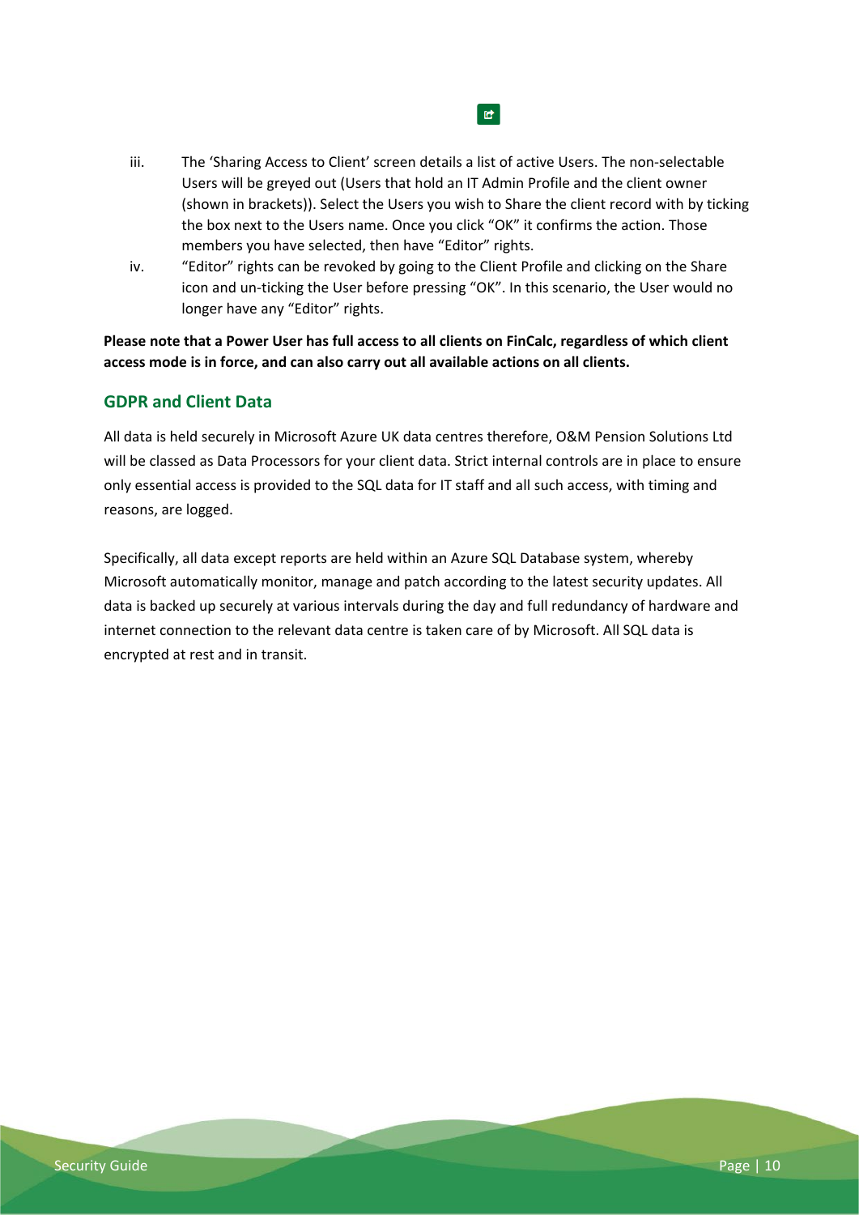iii. The 'Sharing Access to Client' screen details a list of active Users. The non-selectable Users will be greyed out (Users that hold an IT Admin Profile and the client owner (shown in brackets)). Select the Users you wish to Share the client record with by ticking the box next to the Users name. Once you click "OK" it confirms the action. Those members you have selected, then have "Editor" rights.

iv. "Editor" rights can be revoked by going to the Client Profile and clicking on the Share icon and un-ticking the User before pressing "OK". In this scenario, the User would no longer have any "Editor" rights.

**Please note that a Power User has full access to all clients on FinCalc, regardless of which client access mode is in force, and can also carry out all available actions on all clients.**

## GDPR and Client Data

All data is held securely in Microsoft Azure UK data centres therefore, O&M Pension Solutions Ltd will be classed as Data Processors for your client data. Strict internal controls are in place to ensure only essential access is provided to the SQL data for IT staff and all such access, with timing and reasons, are logged.

Specifically, all data except reports are held within an Azure SQL Database system, whereby Microsoft automatically monitor, manage and patch according to the latest security updates. All data is backed up securely at various intervals during the day and full redundancy of hardware and internet connection to the relevant data centre is taken care of by Microsoft. All SQL data is encrypted at rest and in transit.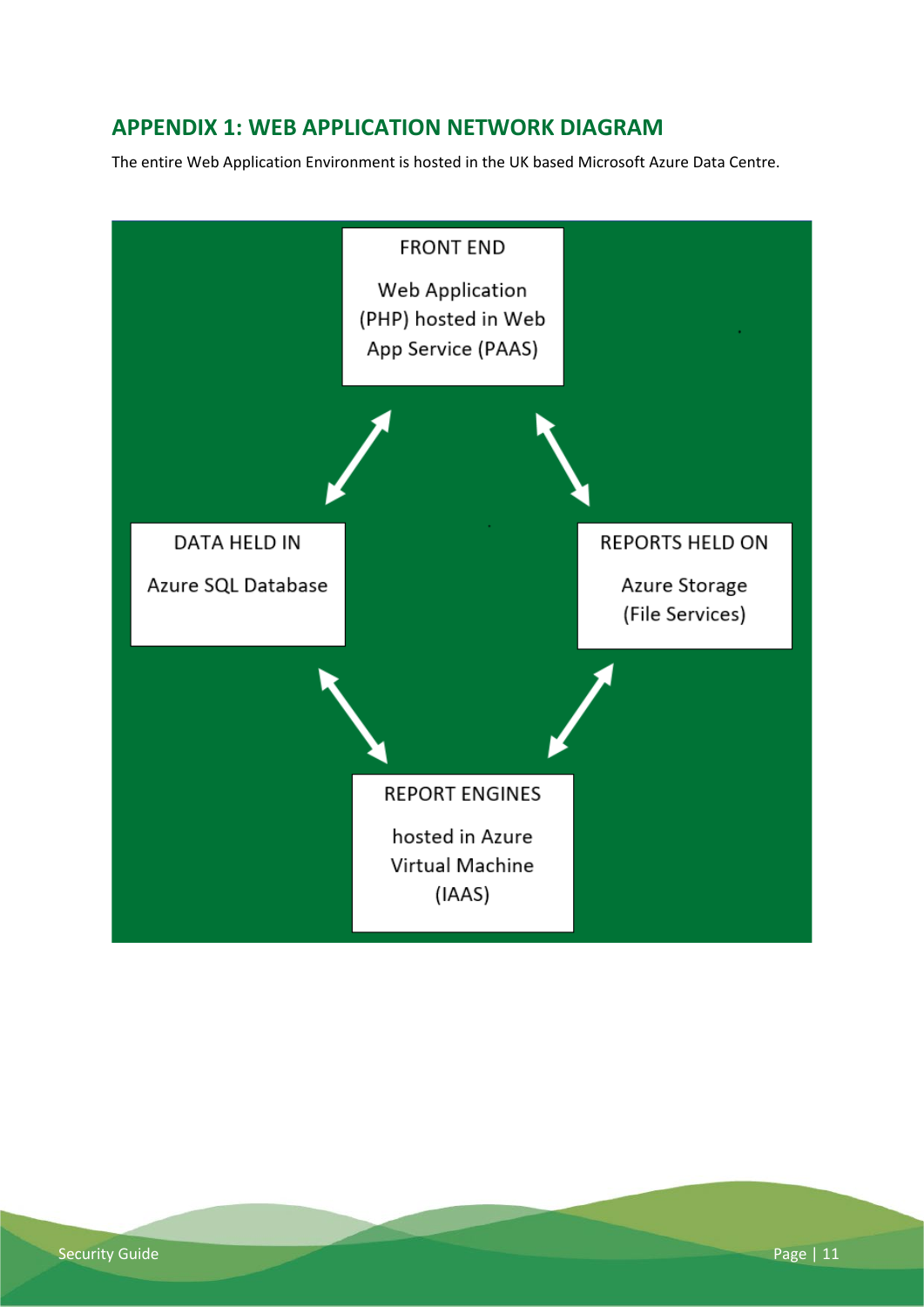## APPENDIX 1: WEB APPLICATION NETWORK DIAGRAM

The entire Web Application Environment is hosted in the UK based Microsoft Azure Data Centre.

FRONT END

Web Application (PHP) hosted in Web App Service (PAAS)

DATA HELD IN

Azure SQL Database

REPORTS HELD ON

Azure Storage (File Services)

REPORT ENGINES

hosted in Azure Virtual Machine (IAAS)